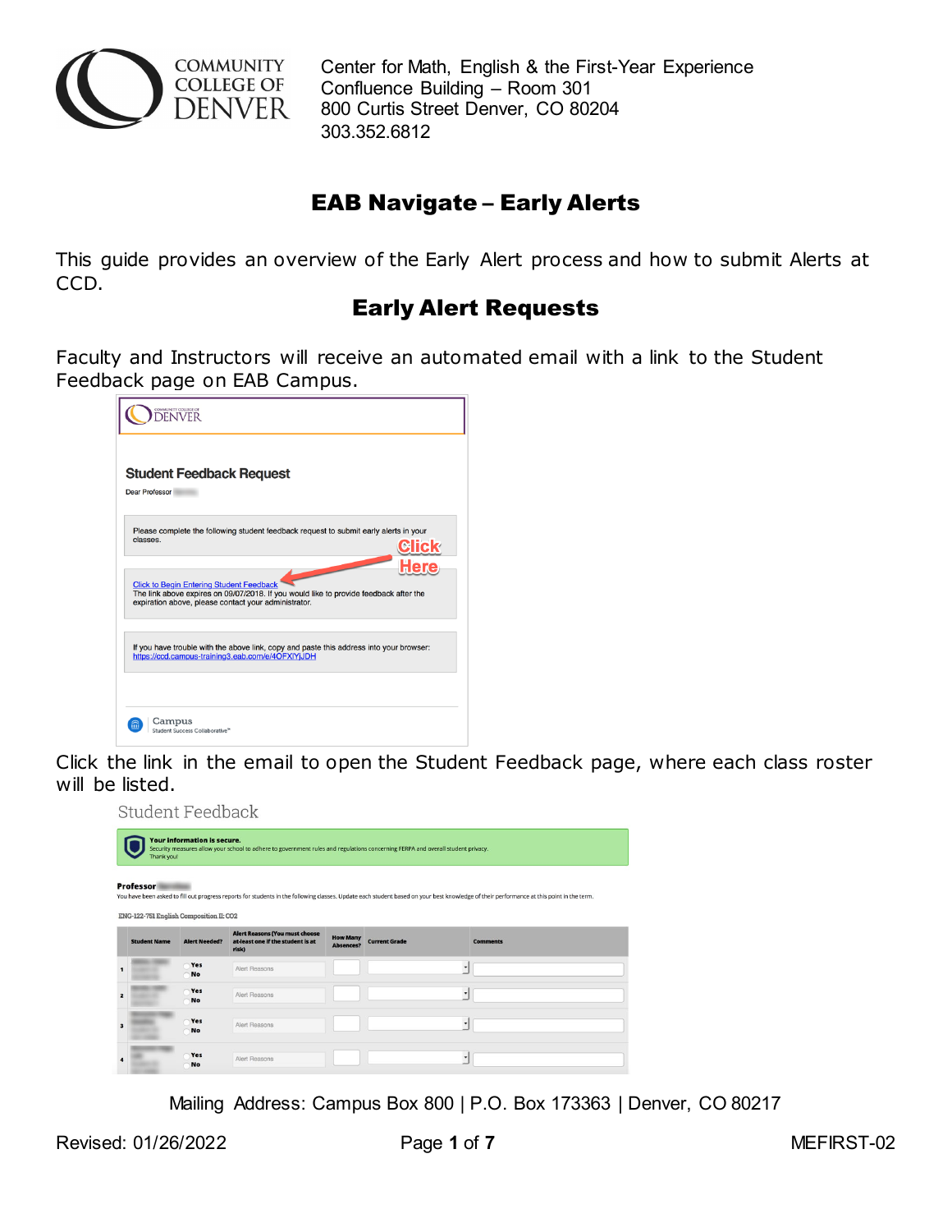COMMUNITY COLLEGE OF DENVER

Center for Math, English & the First-Year Experience
Confluence Building – Room 301
800 Curtis Street Denver, CO 80204
303.352.6812

# EAB Navigate – Early Alerts

This guide provides an overview of the Early Alert process and how to submit Alerts at CCD.

## Early Alert Requests

Faculty and Instructors will receive an automated email with a link to the Student Feedback page on EAB Campus.

Click the link in the email to open the Student Feedback page, where each class roster will be listed.

Mailing Address: Campus Box 800 | P.O. Box 173363 | Denver, CO 80217

Revised: 01/26/2022

MEFIRST-02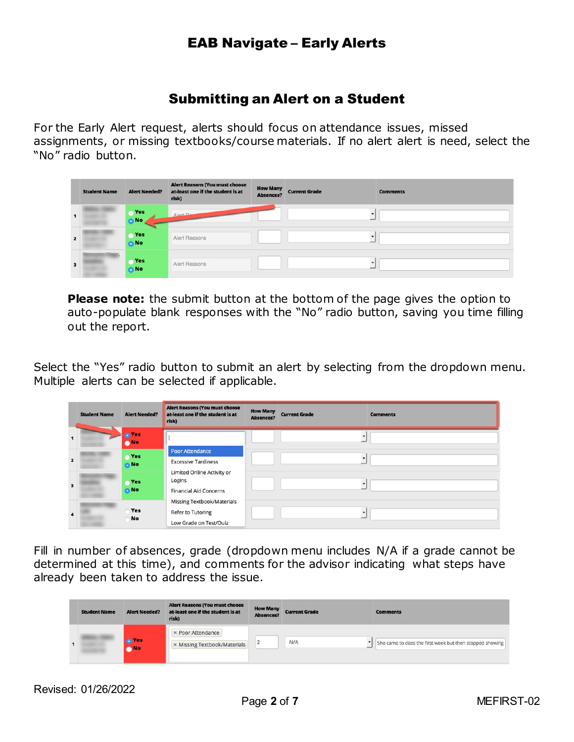# EAB Navigate – Early Alerts

## Submitting an Alert on a Student

For the Early Alert request, alerts should focus on attendance issues, missed assignments, or missing textbooks/course materials. If no alert alert is need, select the "No" radio button.

**Please note:** the submit button at the bottom of the page gives the option to auto-populate blank responses with the "No" radio button, saving you time filling out the report.

Select the "Yes" radio button to submit an alert by selecting from the dropdown menu. Multiple alerts can be selected if applicable.

Fill in number of absences, grade (dropdown menu includes N/A if a grade cannot be determined at this time), and comments for the advisor indicating what steps have already been taken to address the issue.

Revised: 01/26/2022

MEFIRST-02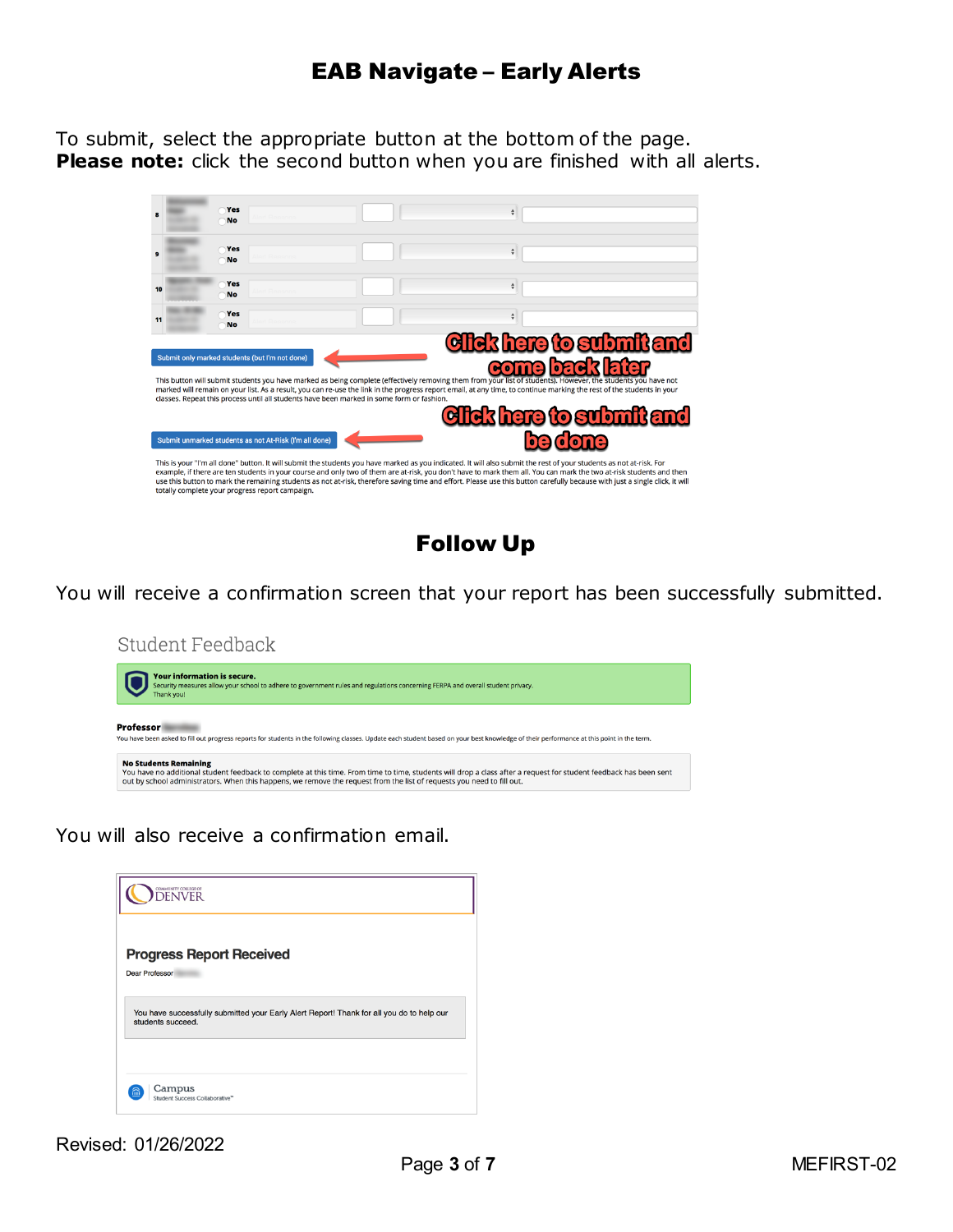# EAB Navigate – Early Alerts

To submit, select the appropriate button at the bottom of the page.
**Please note:** click the second button when you are finished with all alerts.

| | | | | | |
|---|---|---|---|---|---|
| 8 | | Yes / No | | | |
| 9 | | Yes / No | | | |
| 10 | | Yes / No | | | |
| 11 | | Yes / No | | | |

Submit only marked students (but I'm not done) — **Click here to submit and come back later**

This button will submit students you have marked as being complete (effectively removing them from your list of students). However, the students you have not marked will remain on your list. As a result, you can re-use the link in the progress report email, at any time, to continue marking the rest of the students in your classes. Repeat this process until all students have been marked in some form or fashion.

Submit unmarked students as not At-Risk (I'm all done) — **Click here to submit and be done**

This is your "I'm all done" button. It will submit the students you have marked as you indicated. It will also submit the rest of your students as not-at-risk. For example, if there are ten students in your course and only two of them are at-risk, you don't have to mark them all. You can mark the two at-risk students and then use this button to mark the remaining students as not at-risk, therefore saving time and effort. Please use this button carefully because with just a single click, it will totally complete your progress report campaign.

## Follow Up

You will receive a confirmation screen that your report has been successfully submitted.

Student Feedback

**Your information is secure.**
Security measures allow your school to adhere to government rules and regulations concerning FERPA and overall student privacy.
Thank you!

**Professor**
You have been asked to fill out progress reports for students in the following classes. Update each student based on your best knowledge of their performance at this point in the term.

**No Students Remaining**
You have no additional student feedback to complete at this time. From time to time, students will drop a class after a request for student feedback has been sent out by school administrators. When this happens, we remove the request from the list of requests you need to fill out.

You will also receive a confirmation email.

COMMUNITY COLLEGE OF DENVER

**Progress Report Received**

Dear Professor

You have successfully submitted your Early Alert Report! Thank for all you do to help our students succeed.

Campus
Student Success Collaborative™

Revised: 01/26/2022

MEFIRST-02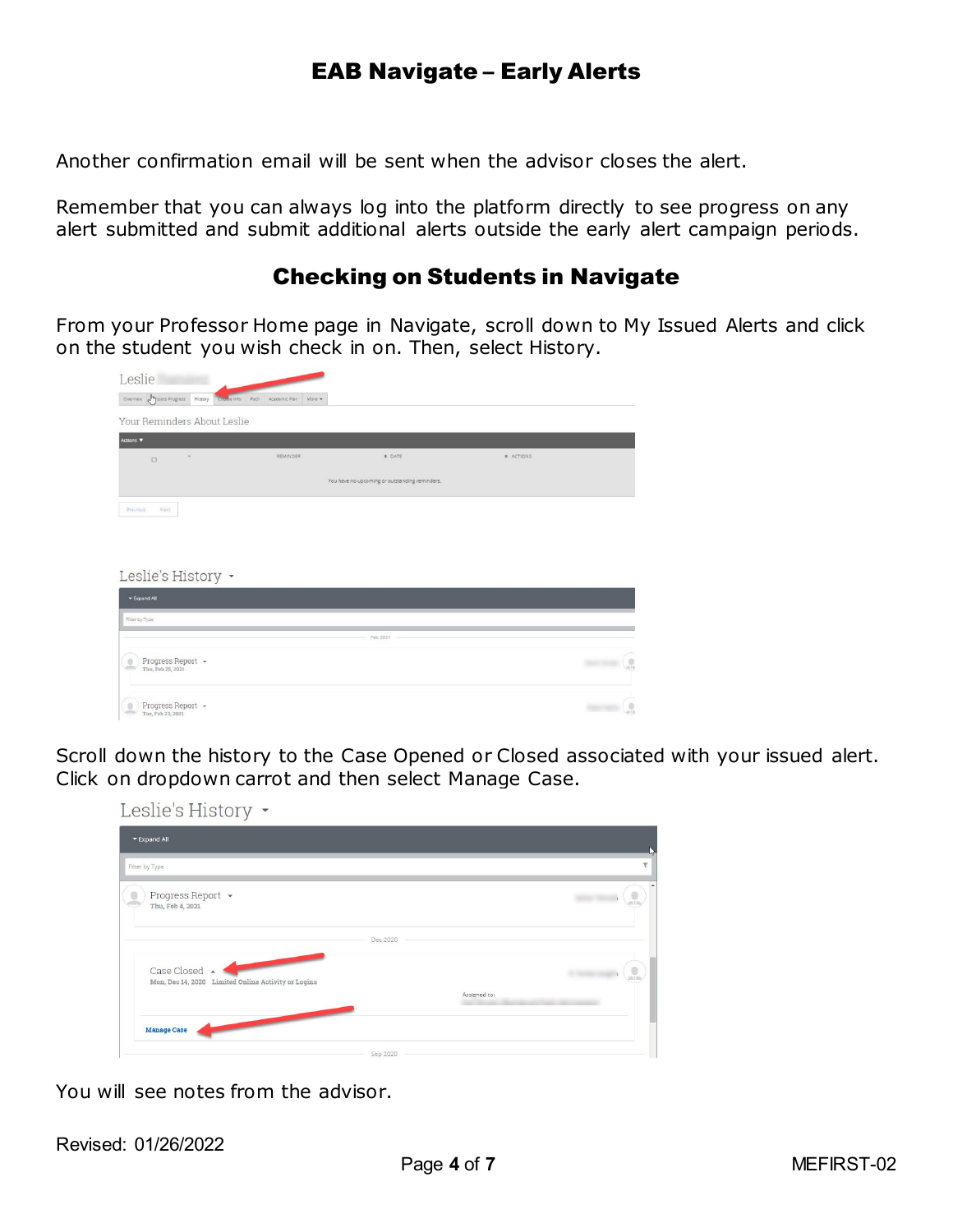Another confirmation email will be sent when the advisor closes the alert.

Remember that you can always log into the platform directly to see progress on any alert submitted and submit additional alerts outside the early alert campaign periods.

## Checking on Students in Navigate

From your Professor Home page in Navigate, scroll down to My Issued Alerts and click on the student you wish check in on. Then, select History.

Scroll down the history to the Case Opened or Closed associated with your issued alert. Click on dropdown carrot and then select Manage Case.

You will see notes from the advisor.

Revised: 01/26/2022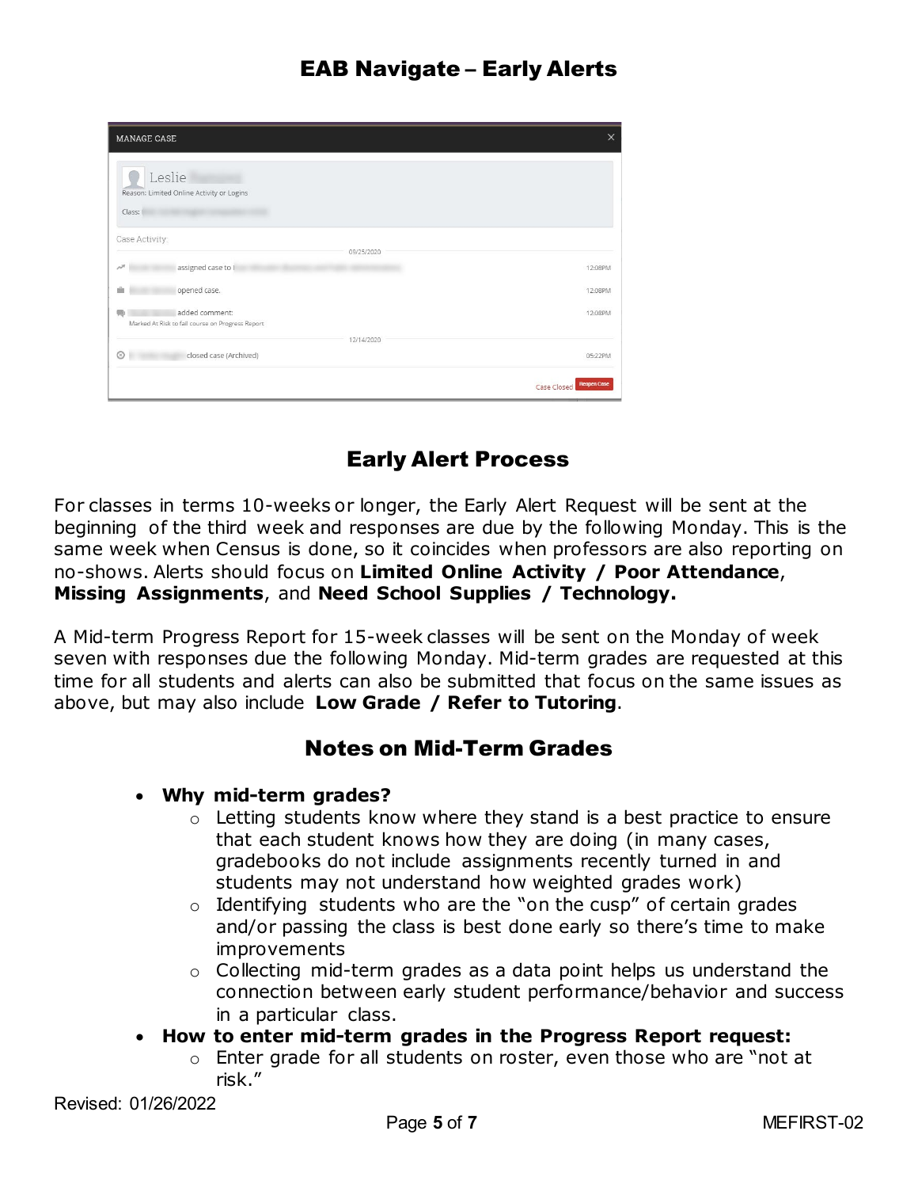# EAB Navigate – Early Alerts

## Early Alert Process

For classes in terms 10-weeks or longer, the Early Alert Request will be sent at the beginning of the third week and responses are due by the following Monday. This is the same week when Census is done, so it coincides when professors are also reporting on no-shows. Alerts should focus on **Limited Online Activity / Poor Attendance**, **Missing Assignments**, and **Need School Supplies / Technology.**

A Mid-term Progress Report for 15-week classes will be sent on the Monday of week seven with responses due the following Monday. Mid-term grades are requested at this time for all students and alerts can also be submitted that focus on the same issues as above, but may also include **Low Grade / Refer to Tutoring**.

## Notes on Mid-Term Grades

- **Why mid-term grades?**
  - Letting students know where they stand is a best practice to ensure that each student knows how they are doing (in many cases, gradebooks do not include assignments recently turned in and students may not understand how weighted grades work)
  - Identifying students who are the "on the cusp" of certain grades and/or passing the class is best done early so there's time to make improvements
  - Collecting mid-term grades as a data point helps us understand the connection between early student performance/behavior and success in a particular class.
- **How to enter mid-term grades in the Progress Report request:**
  - Enter grade for all students on roster, even those who are "not at risk."

Revised: 01/26/2022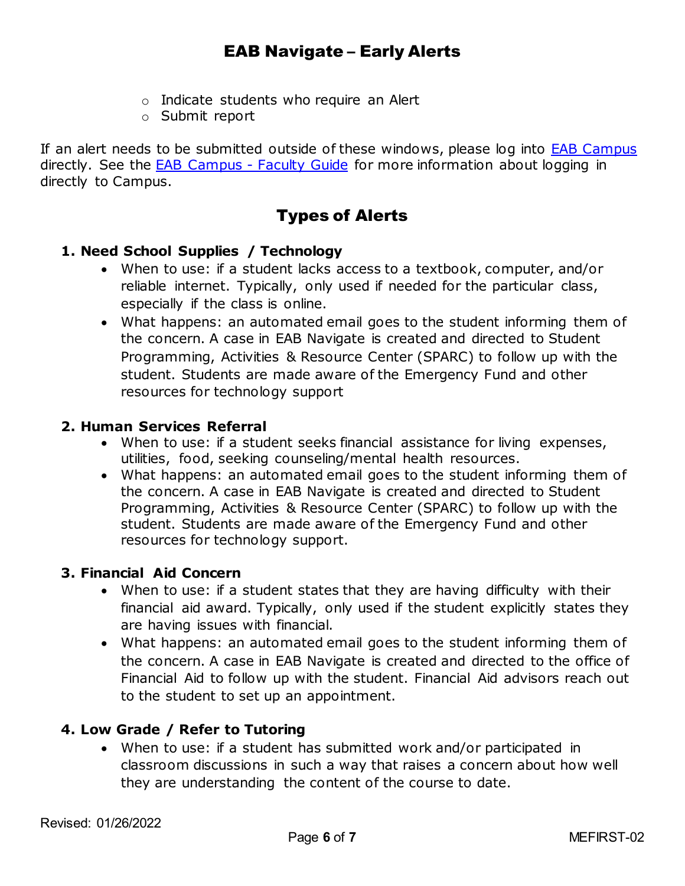- Indicate students who require an Alert
- Submit report

If an alert needs to be submitted outside of these windows, please log into [EAB Campus]() directly. See the [EAB Campus - Faculty Guide]() for more information about logging in directly to Campus.

## Types of Alerts

### 1. Need School Supplies / Technology

- When to use: if a student lacks access to a textbook, computer, and/or reliable internet. Typically, only used if needed for the particular class, especially if the class is online.
- What happens: an automated email goes to the student informing them of the concern. A case in EAB Navigate is created and directed to Student Programming, Activities & Resource Center (SPARC) to follow up with the student. Students are made aware of the Emergency Fund and other resources for technology support

### 2. Human Services Referral

- When to use: if a student seeks financial assistance for living expenses, utilities, food, seeking counseling/mental health resources.
- What happens: an automated email goes to the student informing them of the concern. A case in EAB Navigate is created and directed to Student Programming, Activities & Resource Center (SPARC) to follow up with the student. Students are made aware of the Emergency Fund and other resources for technology support.

### 3. Financial Aid Concern

- When to use: if a student states that they are having difficulty with their financial aid award. Typically, only used if the student explicitly states they are having issues with financial.
- What happens: an automated email goes to the student informing them of the concern. A case in EAB Navigate is created and directed to the office of Financial Aid to follow up with the student. Financial Aid advisors reach out to the student to set up an appointment.

### 4. Low Grade / Refer to Tutoring

- When to use: if a student has submitted work and/or participated in classroom discussions in such a way that raises a concern about how well they are understanding the content of the course to date.

Revised: 01/26/2022

MEFIRST-02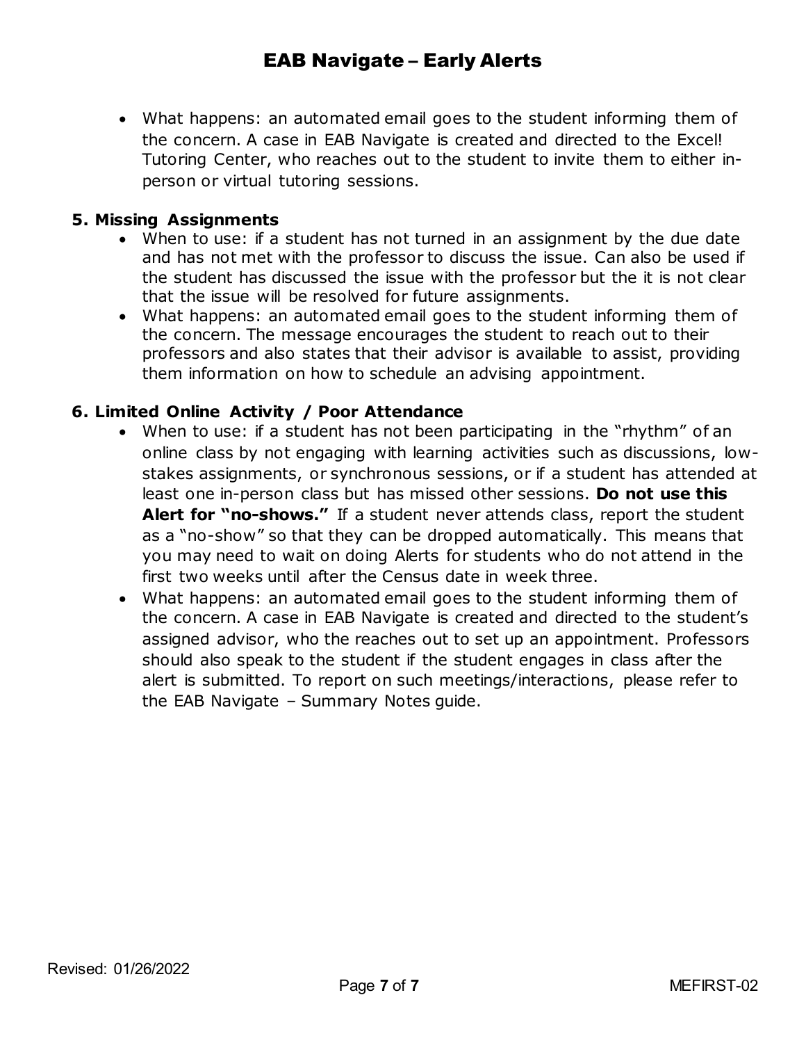- What happens: an automated email goes to the student informing them of the concern. A case in EAB Navigate is created and directed to the Excel! Tutoring Center, who reaches out to the student to invite them to either in-person or virtual tutoring sessions.

**5. Missing Assignments**

- When to use: if a student has not turned in an assignment by the due date and has not met with the professor to discuss the issue. Can also be used if the student has discussed the issue with the professor but the it is not clear that the issue will be resolved for future assignments.
- What happens: an automated email goes to the student informing them of the concern. The message encourages the student to reach out to their professors and also states that their advisor is available to assist, providing them information on how to schedule an advising appointment.

**6. Limited Online Activity / Poor Attendance**

- When to use: if a student has not been participating in the "rhythm" of an online class by not engaging with learning activities such as discussions, low-stakes assignments, or synchronous sessions, or if a student has attended at least one in-person class but has missed other sessions. **Do not use this Alert for "no-shows."** If a student never attends class, report the student as a "no-show" so that they can be dropped automatically. This means that you may need to wait on doing Alerts for students who do not attend in the first two weeks until after the Census date in week three.
- What happens: an automated email goes to the student informing them of the concern. A case in EAB Navigate is created and directed to the student's assigned advisor, who the reaches out to set up an appointment. Professors should also speak to the student if the student engages in class after the alert is submitted. To report on such meetings/interactions, please refer to the EAB Navigate – Summary Notes guide.